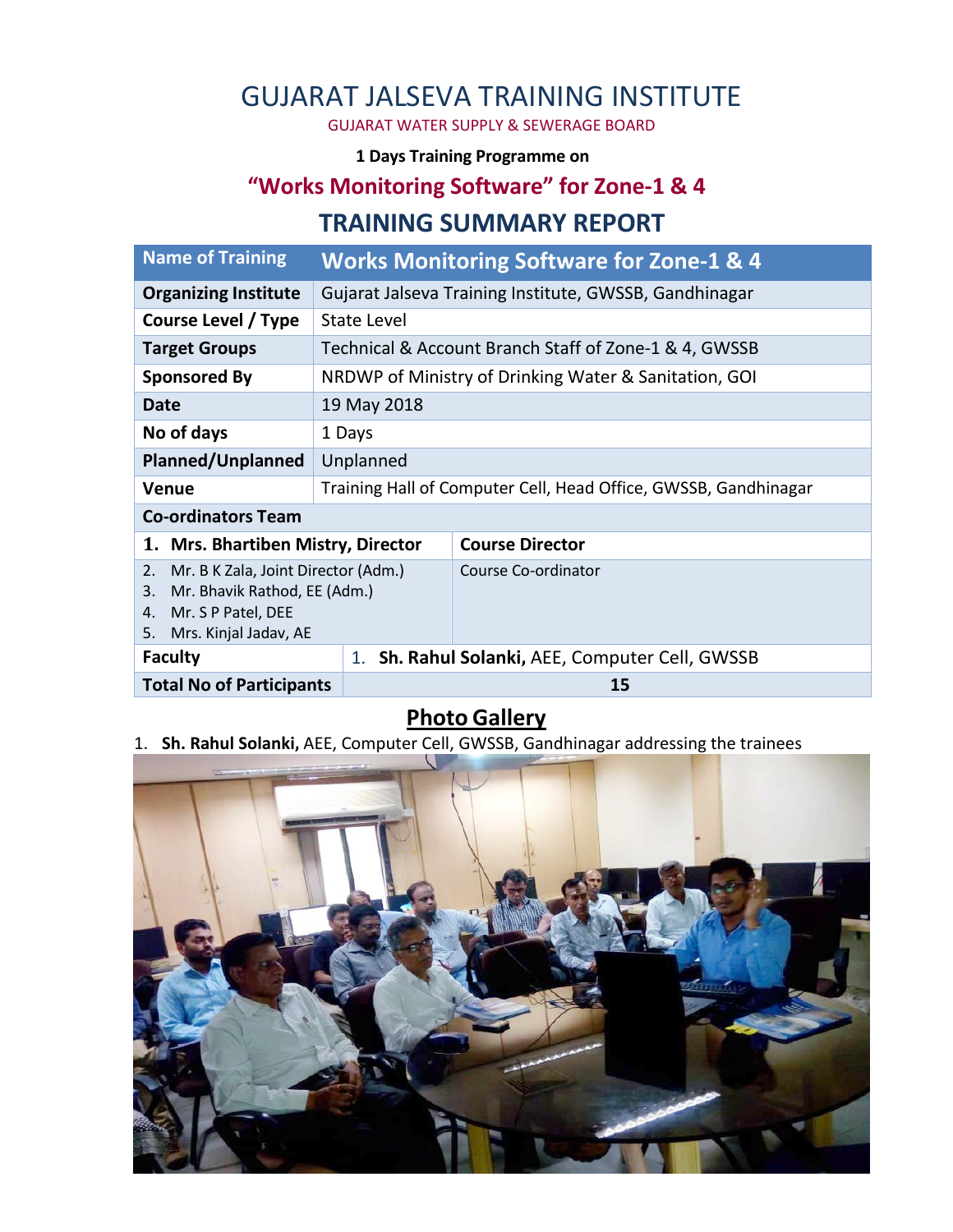# GUJARAT JALSEVA TRAINING INSTITUTE

GUJARAT WATER SUPPLY & SEWERAGE BOARD

**1 Days Training Programme on**

## "Works Monitoring Software" for Zone-1 & 4

## TRAINING SUMMARY REPORT

| Name of Training | Works Monitoring Software for Zone-1 & 4 | |
|---|---|---|
| **Organizing Institute** | Gujarat Jalseva Training Institute, GWSSB, Gandhinagar | |
| **Course Level / Type** | State Level | |
| **Target Groups** | Technical & Account Branch Staff of Zone-1 & 4, GWSSB | |
| **Sponsored By** | NRDWP of Ministry of Drinking Water & Sanitation, GOI | |
| **Date** | 19 May 2018 | |
| **No of days** | 1 Days | |
| **Planned/Unplanned** | Unplanned | |
| **Venue** | Training Hall of Computer Cell, Head Office, GWSSB, Gandhinagar | |
| **Co-ordinators Team** | | |
| **1. Mrs. Bhartiben Mistry, Director** | | **Course Director** |
| 2. Mr. B K Zala, Joint Director (Adm.)<br>3. Mr. Bhavik Rathod, EE (Adm.)<br>4. Mr. S P Patel, DEE<br>5. Mrs. Kinjal Jadav, AE | | Course Co-ordinator |
| **Faculty** | 1. **Sh. Rahul Solanki,** AEE, Computer Cell, GWSSB | |
| **Total No of Participants** | **15** | |

## Photo Gallery

1. **Sh. Rahul Solanki,** AEE, Computer Cell, GWSSB, Gandhinagar addressing the trainees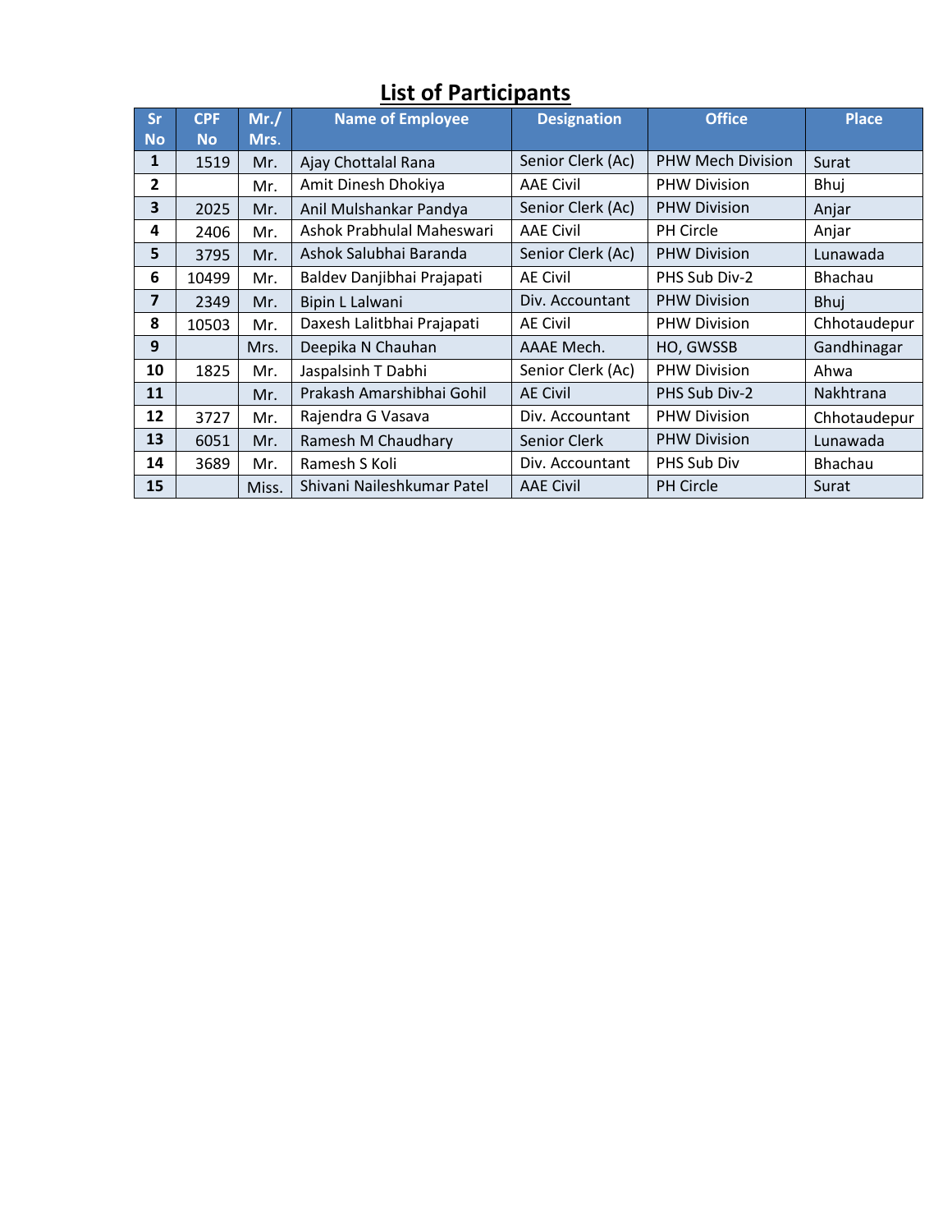## List of Participants

| Sr No | CPF No | Mr./ Mrs. | Name of Employee | Designation | Office | Place |
|---|---|---|---|---|---|---|
| 1 | 1519 | Mr. | Ajay Chottalal Rana | Senior Clerk (Ac) | PHW Mech Division | Surat |
| 2 | | Mr. | Amit Dinesh Dhokiya | AAE Civil | PHW Division | Bhuj |
| 3 | 2025 | Mr. | Anil Mulshankar Pandya | Senior Clerk (Ac) | PHW Division | Anjar |
| 4 | 2406 | Mr. | Ashok Prabhulal Maheswari | AAE Civil | PH Circle | Anjar |
| 5 | 3795 | Mr. | Ashok Salubhai Baranda | Senior Clerk (Ac) | PHW Division | Lunawada |
| 6 | 10499 | Mr. | Baldev Danjibhai Prajapati | AE Civil | PHS Sub Div-2 | Bhachau |
| 7 | 2349 | Mr. | Bipin L Lalwani | Div. Accountant | PHW Division | Bhuj |
| 8 | 10503 | Mr. | Daxesh Lalitbhai Prajapati | AE Civil | PHW Division | Chhotaudepur |
| 9 | | Mrs. | Deepika N Chauhan | AAAE Mech. | HO, GWSSB | Gandhinagar |
| 10 | 1825 | Mr. | Jaspalsinh T Dabhi | Senior Clerk (Ac) | PHW Division | Ahwa |
| 11 | | Mr. | Prakash Amarshibhai Gohil | AE Civil | PHS Sub Div-2 | Nakhtrana |
| 12 | 3727 | Mr. | Rajendra G Vasava | Div. Accountant | PHW Division | Chhotaudepur |
| 13 | 6051 | Mr. | Ramesh M Chaudhary | Senior Clerk | PHW Division | Lunawada |
| 14 | 3689 | Mr. | Ramesh S Koli | Div. Accountant | PHS Sub Div | Bhachau |
| 15 | | Miss. | Shivani Naileshkumar Patel | AAE Civil | PH Circle | Surat |